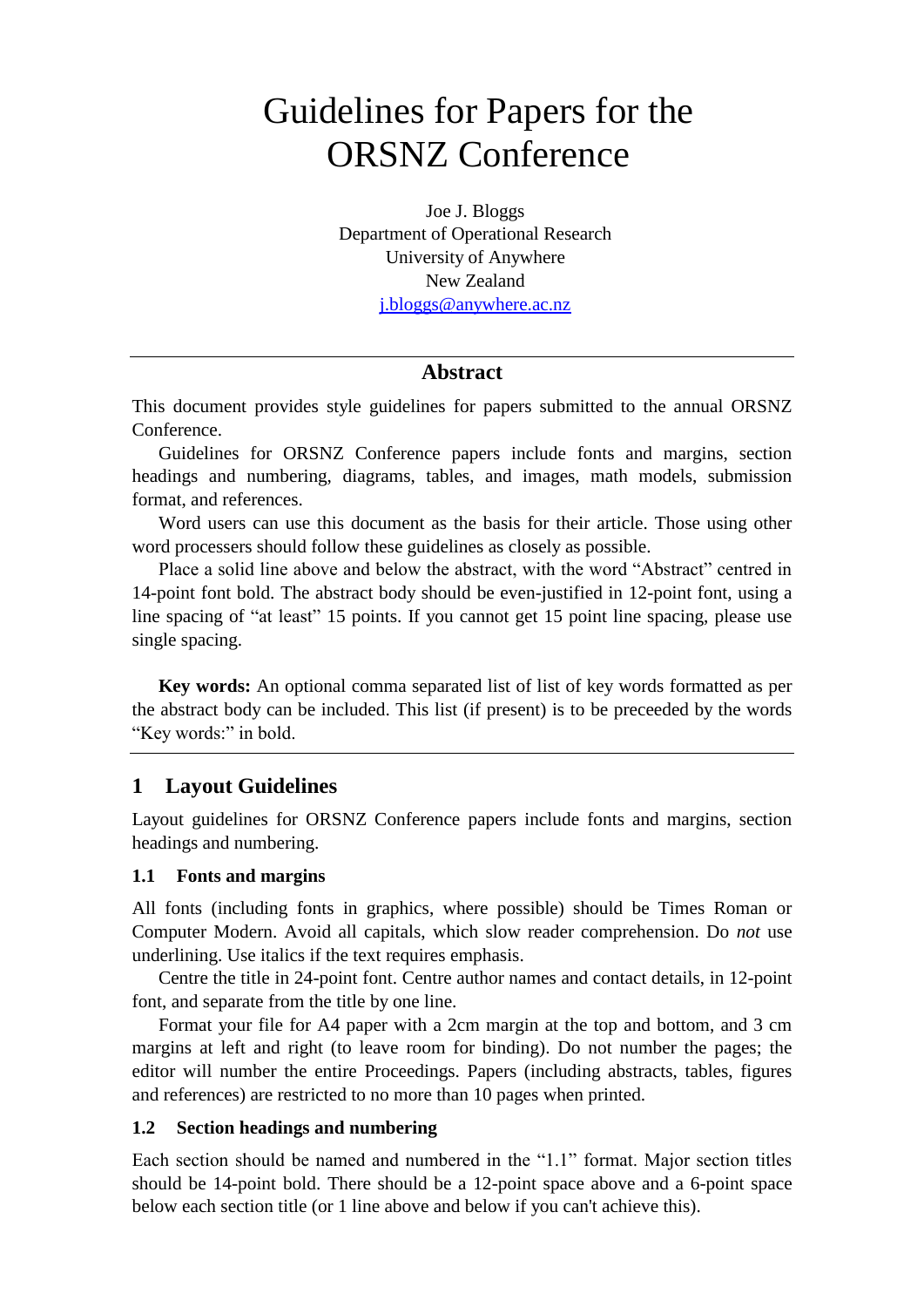# Guidelines for Papers for the ORSNZ Conference

Joe J. Bloggs  
Department of Operational Research  
University of Anywhere  
New Zealand  
j.bloggs@anywhere.ac.nz

---

## Abstract

This document provides style guidelines for papers submitted to the annual ORSNZ Conference.

Guidelines for ORSNZ Conference papers include fonts and margins, section headings and numbering, diagrams, tables, and images, math models, submission format, and references.

Word users can use this document as the basis for their article. Those using other word processers should follow these guidelines as closely as possible.

Place a solid line above and below the abstract, with the word "Abstract" centred in 14-point font bold. The abstract body should be even-justified in 12-point font, using a line spacing of "at least" 15 points. If you cannot get 15 point line spacing, please use single spacing.

**Key words:** An optional comma separated list of list of key words formatted as per the abstract body can be included. This list (if present) is to be preceeded by the words "Key words:" in bold.

---

## 1 Layout Guidelines

Layout guidelines for ORSNZ Conference papers include fonts and margins, section headings and numbering.

### 1.1 Fonts and margins

All fonts (including fonts in graphics, where possible) should be Times Roman or Computer Modern. Avoid all capitals, which slow reader comprehension. Do *not* use underlining. Use italics if the text requires emphasis.

Centre the title in 24-point font. Centre author names and contact details, in 12-point font, and separate from the title by one line.

Format your file for A4 paper with a 2cm margin at the top and bottom, and 3 cm margins at left and right (to leave room for binding). Do not number the pages; the editor will number the entire Proceedings. Papers (including abstracts, tables, figures and references) are restricted to no more than 10 pages when printed.

### 1.2 Section headings and numbering

Each section should be named and numbered in the "1.1" format. Major section titles should be 14-point bold. There should be a 12-point space above and a 6-point space below each section title (or 1 line above and below if you can't achieve this).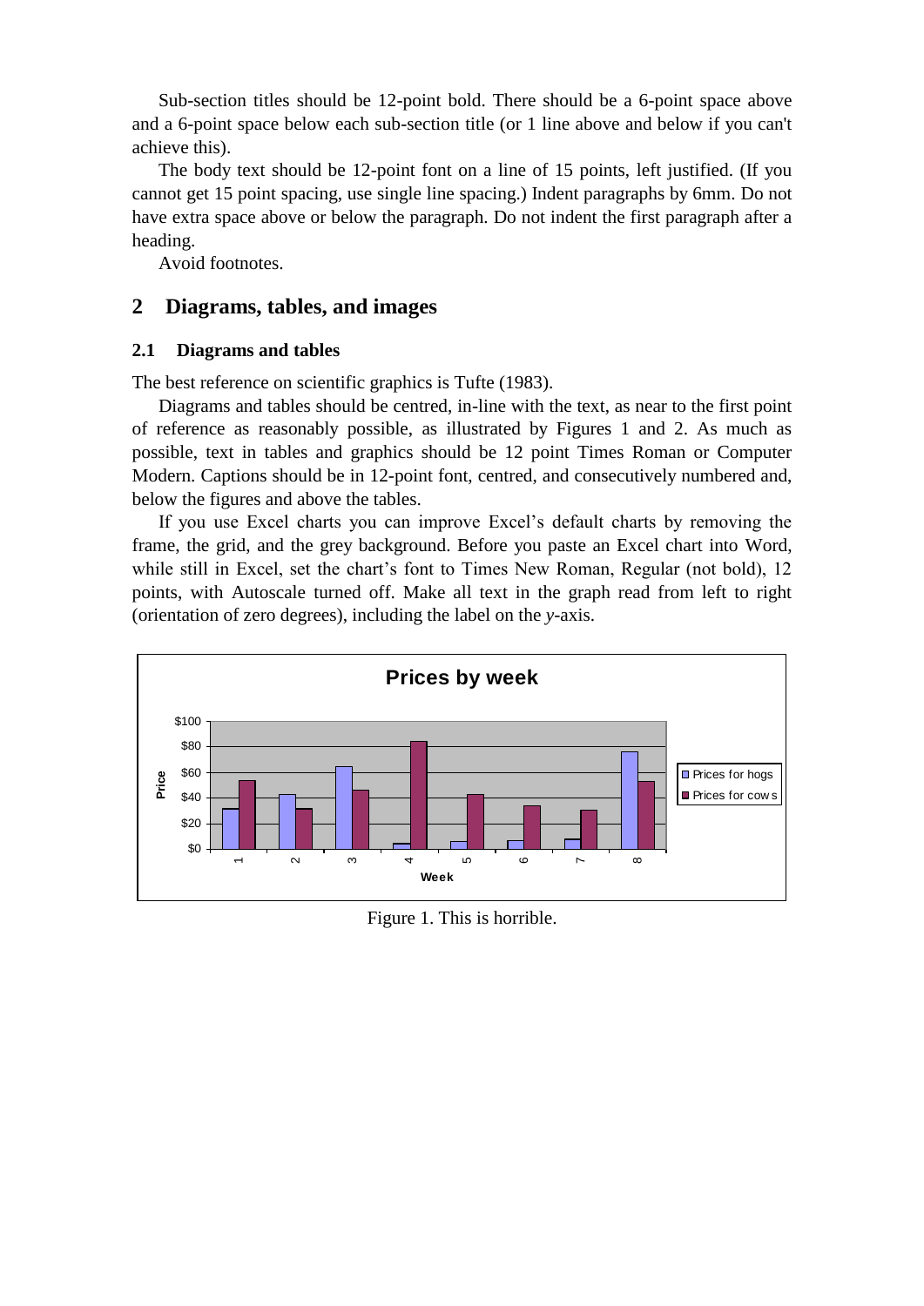Sub-section titles should be 12-point bold. There should be a 6-point space above and a 6-point space below each sub-section title (or 1 line above and below if you can't achieve this).

The body text should be 12-point font on a line of 15 points, left justified. (If you cannot get 15 point spacing, use single line spacing.) Indent paragraphs by 6mm. Do not have extra space above or below the paragraph. Do not indent the first paragraph after a heading.

Avoid footnotes.

# 2 Diagrams, tables, and images

## 2.1 Diagrams and tables

The best reference on scientific graphics is Tufte (1983).

Diagrams and tables should be centred, in-line with the text, as near to the first point of reference as reasonably possible, as illustrated by Figures 1 and 2. As much as possible, text in tables and graphics should be 12 point Times Roman or Computer Modern. Captions should be in 12-point font, centred, and consecutively numbered and, below the figures and above the tables.

If you use Excel charts you can improve Excel's default charts by removing the frame, the grid, and the grey background. Before you paste an Excel chart into Word, while still in Excel, set the chart's font to Times New Roman, Regular (not bold), 12 points, with Autoscale turned off. Make all text in the graph read from left to right (orientation of zero degrees), including the label on the *y*-axis.

Figure 1. This is horrible.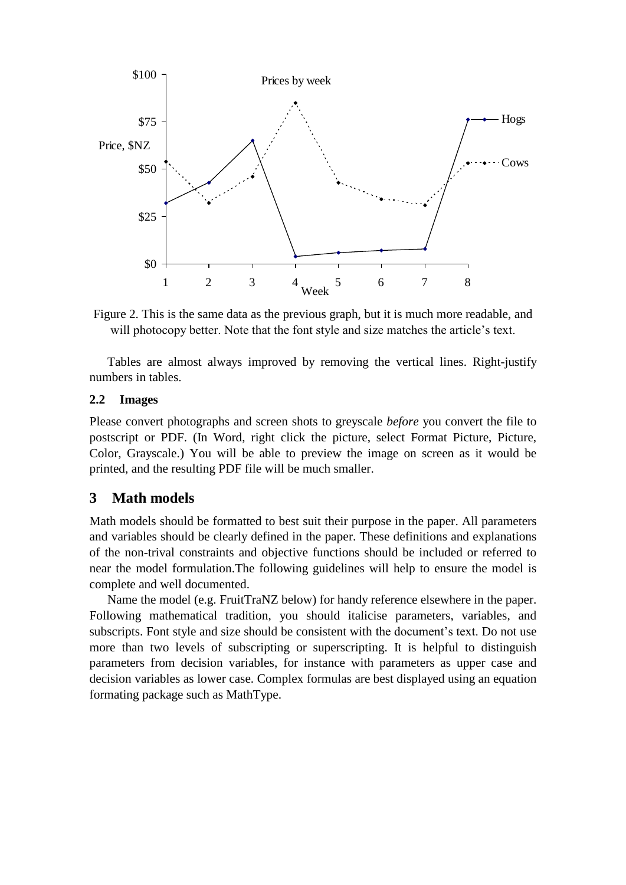Figure 2. This is the same data as the previous graph, but it is much more readable, and will photocopy better. Note that the font style and size matches the article's text.

Tables are almost always improved by removing the vertical lines. Right-justify numbers in tables.

### 2.2 Images

Please convert photographs and screen shots to greyscale *before* you convert the file to postscript or PDF. (In Word, right click the picture, select Format Picture, Picture, Color, Grayscale.) You will be able to preview the image on screen as it would be printed, and the resulting PDF file will be much smaller.

## 3 Math models

Math models should be formatted to best suit their purpose in the paper. All parameters and variables should be clearly defined in the paper. These definitions and explanations of the non-trival constraints and objective functions should be included or referred to near the model formulation.The following guidelines will help to ensure the model is complete and well documented.

Name the model (e.g. FruitTraNZ below) for handy reference elsewhere in the paper. Following mathematical tradition, you should italicise parameters, variables, and subscripts. Font style and size should be consistent with the document's text. Do not use more than two levels of subscripting or superscripting. It is helpful to distinguish parameters from decision variables, for instance with parameters as upper case and decision variables as lower case. Complex formulas are best displayed using an equation formating package such as MathType.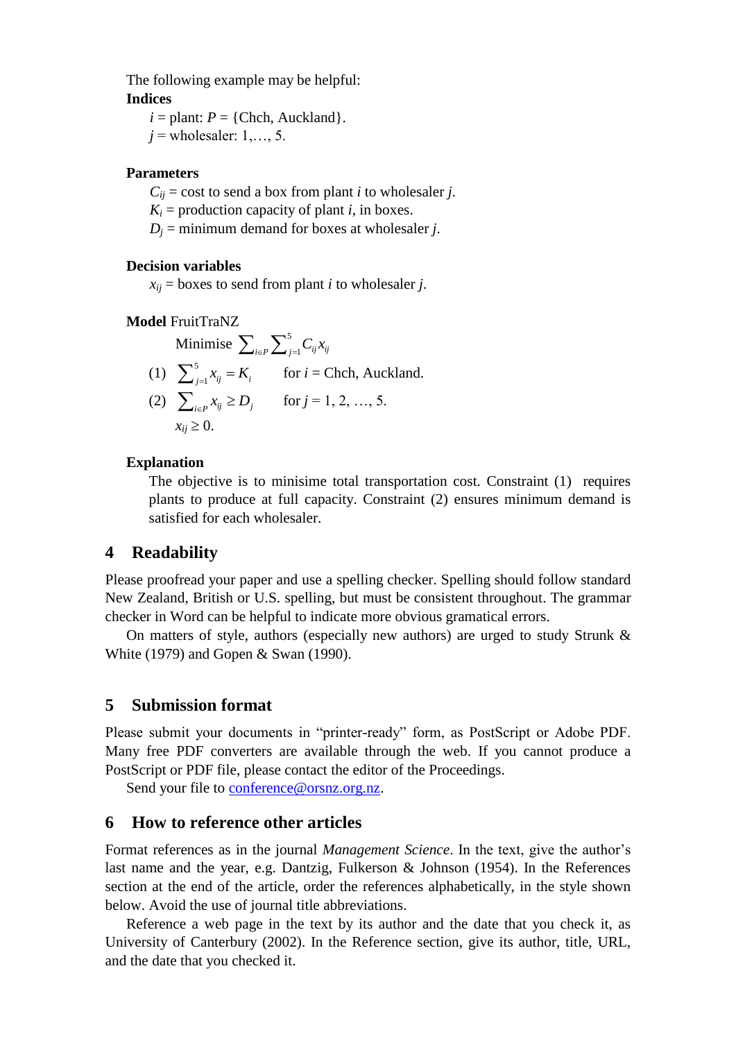The following example may be helpful:

**Indices**

$i$ = plant: $P$ = {Chch, Auckland}.

$j$ = wholesaler: 1,…, 5.

**Parameters**

$C_{ij}$ = cost to send a box from plant $i$ to wholesaler $j$.

$K_i$ = production capacity of plant $i$, in boxes.

$D_j$ = minimum demand for boxes at wholesaler $j$.

**Decision variables**

$x_{ij}$ = boxes to send from plant $i$ to wholesaler $j$.

**Model** FruitTraNZ

$$\text{Minimise } \sum_{i \in P} \sum_{j=1}^{5} C_{ij} x_{ij}$$

$$(1) \quad \sum_{j=1}^{5} x_{ij} = K_i \qquad \text{for } i = \text{Chch, Auckland.}$$

$$(2) \quad \sum_{i \in P} x_{ij} \geq D_j \qquad \text{for } j = 1, 2, \ldots, 5.$$

$$x_{ij} \geq 0.$$

**Explanation**

The objective is to minisime total transportation cost. Constraint (1) requires plants to produce at full capacity. Constraint (2) ensures minimum demand is satisfied for each wholesaler.

## 4 Readability

Please proofread your paper and use a spelling checker. Spelling should follow standard New Zealand, British or U.S. spelling, but must be consistent throughout. The grammar checker in Word can be helpful to indicate more obvious gramatical errors.

On matters of style, authors (especially new authors) are urged to study Strunk & White (1979) and Gopen & Swan (1990).

## 5 Submission format

Please submit your documents in “printer-ready” form, as PostScript or Adobe PDF. Many free PDF converters are available through the web. If you cannot produce a PostScript or PDF file, please contact the editor of the Proceedings.

Send your file to conference@orsnz.org.nz.

## 6 How to reference other articles

Format references as in the journal *Management Science*. In the text, give the author’s last name and the year, e.g. Dantzig, Fulkerson & Johnson (1954). In the References section at the end of the article, order the references alphabetically, in the style shown below. Avoid the use of journal title abbreviations.

Reference a web page in the text by its author and the date that you check it, as University of Canterbury (2002). In the Reference section, give its author, title, URL, and the date that you checked it.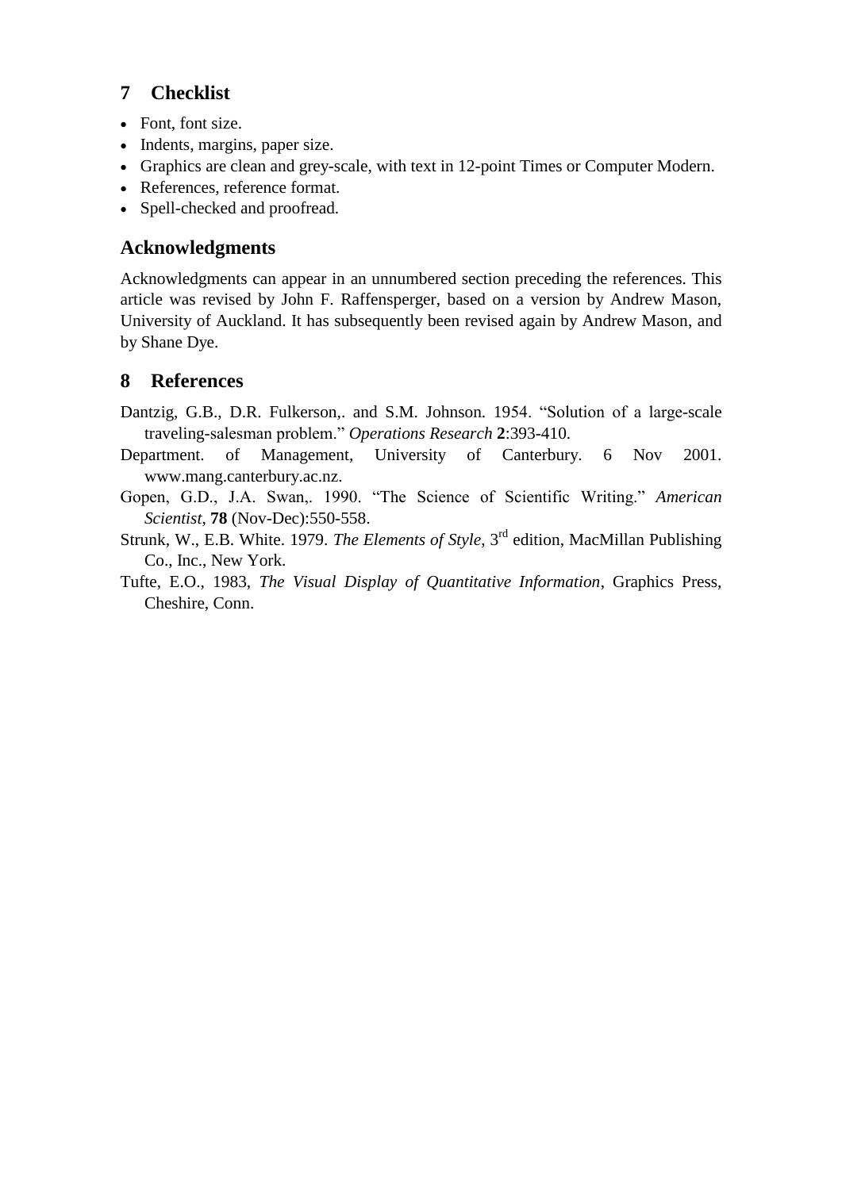## 7 Checklist

- Font, font size.
- Indents, margins, paper size.
- Graphics are clean and grey-scale, with text in 12-point Times or Computer Modern.
- References, reference format.
- Spell-checked and proofread.

## Acknowledgments

Acknowledgments can appear in an unnumbered section preceding the references. This article was revised by John F. Raffensperger, based on a version by Andrew Mason, University of Auckland. It has subsequently been revised again by Andrew Mason, and by Shane Dye.

## 8 References

Dantzig, G.B., D.R. Fulkerson,. and S.M. Johnson. 1954. "Solution of a large-scale traveling-salesman problem." *Operations Research* **2**:393-410.

Department. of Management, University of Canterbury. 6 Nov 2001. www.mang.canterbury.ac.nz.

Gopen, G.D., J.A. Swan,. 1990. "The Science of Scientific Writing." *American Scientist*, **78** (Nov-Dec):550-558.

Strunk, W., E.B. White. 1979. *The Elements of Style*, 3rd edition, MacMillan Publishing Co., Inc., New York.

Tufte, E.O., 1983, *The Visual Display of Quantitative Information*, Graphics Press, Cheshire, Conn.